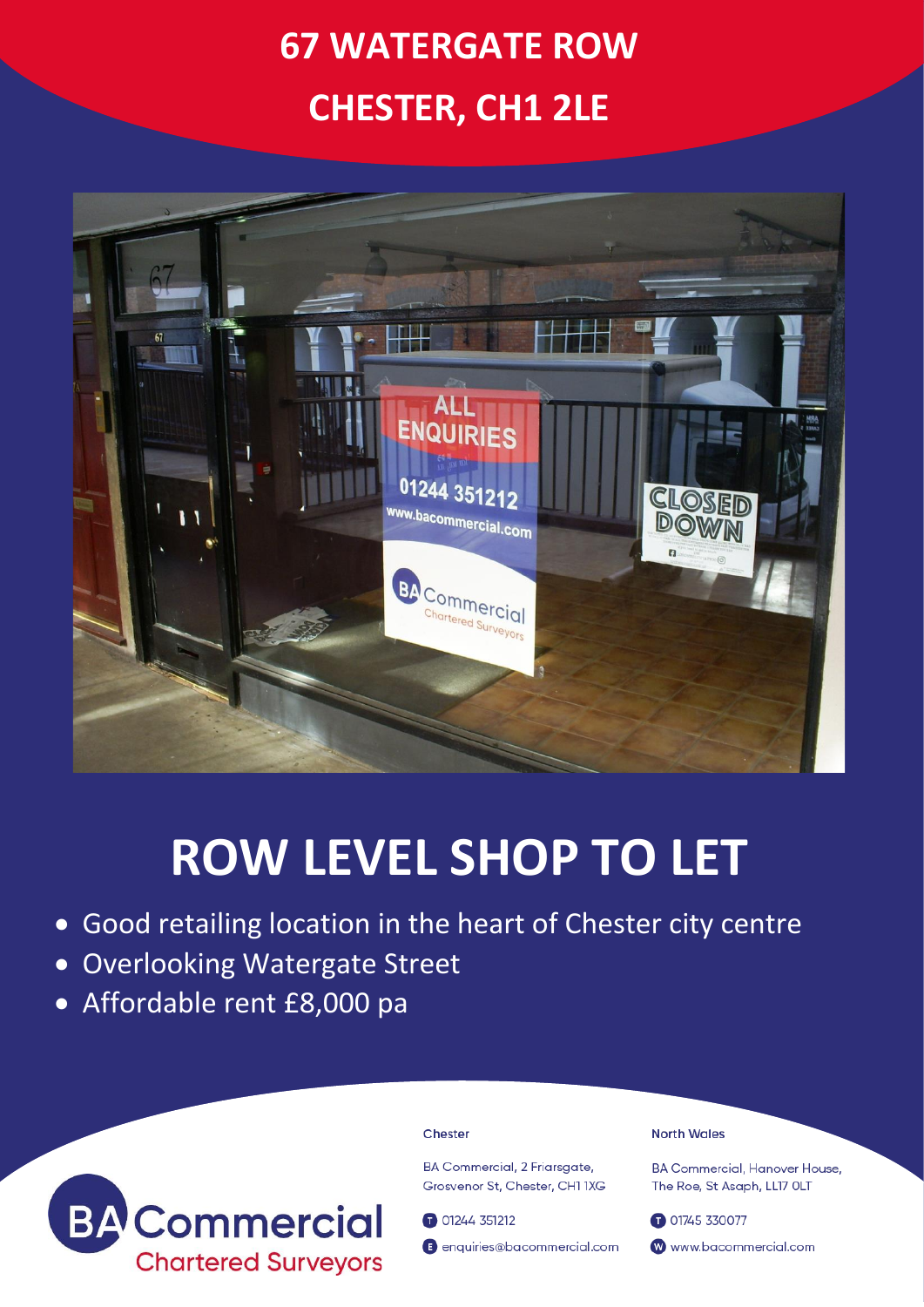# 67 WATERGATE ROW
# CHESTER, CH1 2LE

## ROW LEVEL SHOP TO LET

- Good retailing location in the heart of Chester city centre
- Overlooking Watergate Street
- Affordable rent £8,000 pa

BA Commercial
Chartered Surveyors

**Chester**

BA Commercial, 2 Friarsgate,
Grosvenor St, Chester, CH1 1XG

T 01244 351212

E enquiries@bacommercial.com

**North Wales**

BA Commercial, Hanover House,
The Roe, St Asaph, LL17 0LT

T 01745 330077

W www.bacommercial.com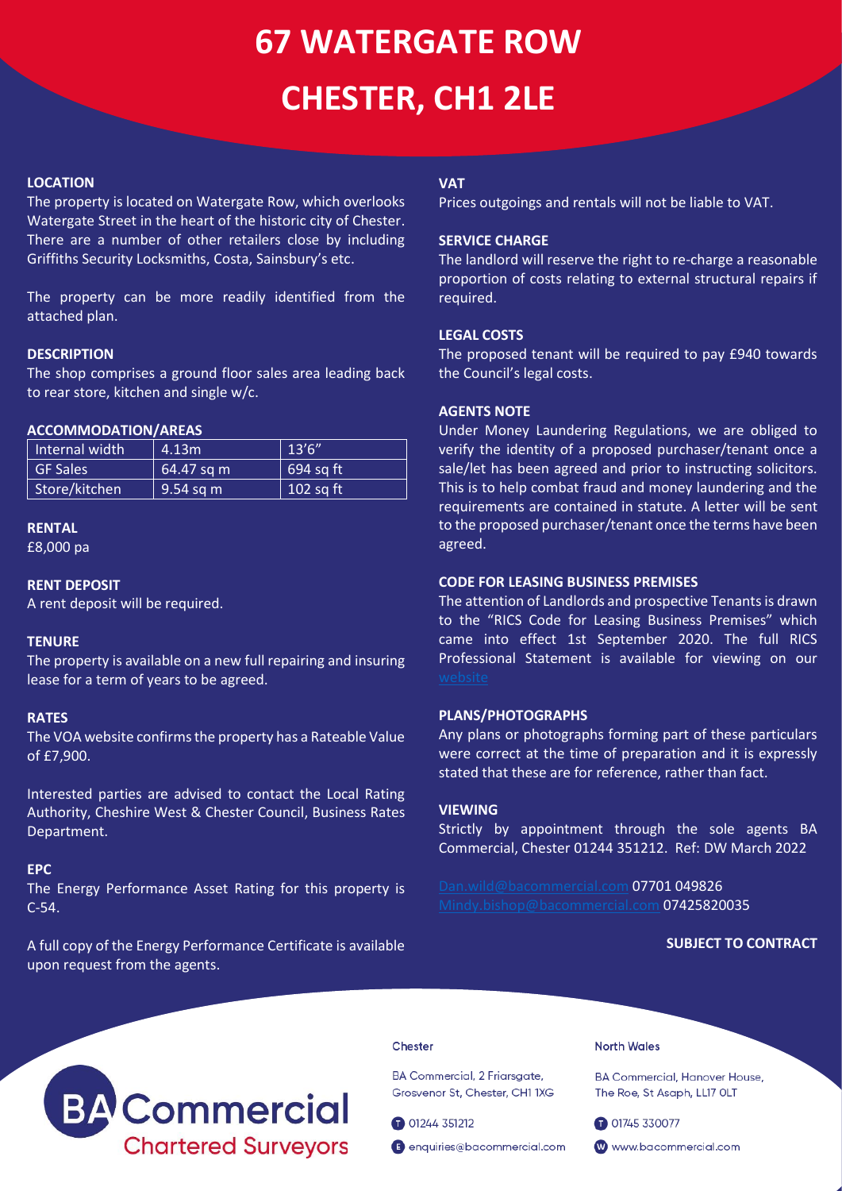# 67 WATERGATE ROW

# CHESTER, CH1 2LE

**LOCATION**

The property is located on Watergate Row, which overlooks Watergate Street in the heart of the historic city of Chester. There are a number of other retailers close by including Griffiths Security Locksmiths, Costa, Sainsbury's etc.

The property can be more readily identified from the attached plan.

**DESCRIPTION**

The shop comprises a ground floor sales area leading back to rear store, kitchen and single w/c.

**ACCOMMODATION/AREAS**

| Internal width | 4.13m | 13'6" |
|---|---|---|
| GF Sales | 64.47 sq m | 694 sq ft |
| Store/kitchen | 9.54 sq m | 102 sq ft |

**RENTAL**

£8,000 pa

**RENT DEPOSIT**

A rent deposit will be required.

**TENURE**

The property is available on a new full repairing and insuring lease for a term of years to be agreed.

**RATES**

The VOA website confirms the property has a Rateable Value of £7,900.

Interested parties are advised to contact the Local Rating Authority, Cheshire West & Chester Council, Business Rates Department.

**EPC**

The Energy Performance Asset Rating for this property is C-54.

A full copy of the Energy Performance Certificate is available upon request from the agents.

**VAT**

Prices outgoings and rentals will not be liable to VAT.

**SERVICE CHARGE**

The landlord will reserve the right to re-charge a reasonable proportion of costs relating to external structural repairs if required.

**LEGAL COSTS**

The proposed tenant will be required to pay £940 towards the Council's legal costs.

**AGENTS NOTE**

Under Money Laundering Regulations, we are obliged to verify the identity of a proposed purchaser/tenant once a sale/let has been agreed and prior to instructing solicitors. This is to help combat fraud and money laundering and the requirements are contained in statute. A letter will be sent to the proposed purchaser/tenant once the terms have been agreed.

**CODE FOR LEASING BUSINESS PREMISES**

The attention of Landlords and prospective Tenants is drawn to the "RICS Code for Leasing Business Premises" which came into effect 1st September 2020. The full RICS Professional Statement is available for viewing on our website

**PLANS/PHOTOGRAPHS**

Any plans or photographs forming part of these particulars were correct at the time of preparation and it is expressly stated that these are for reference, rather than fact.

**VIEWING**

Strictly by appointment through the sole agents BA Commercial, Chester 01244 351212. Ref: DW March 2022

Dan.wild@bacommercial.com 07701 049826
Mindy.bishop@bacommercial.com 07425820035

**SUBJECT TO CONTRACT**

BA Commercial
Chartered Surveyors

Chester

BA Commercial, 2 Friarsgate, Grosvenor St, Chester, CH1 1XG

T 01244 351212

E enquiries@bacommercial.com

North Wales

BA Commercial, Hanover House, The Roe, St Asaph, LL17 0LT

T 01745 330077

W www.bacommercial.com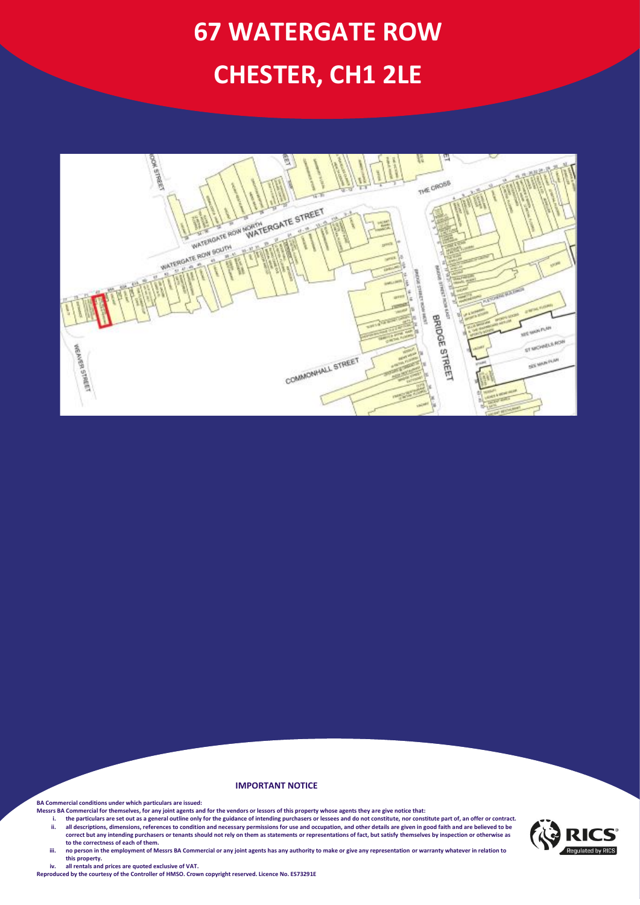# 67 WATERGATE ROW

# CHESTER, CH1 2LE

WATERGATE STREET
WATERGATE ROW NORTH
WATERGATE ROW SOUTH
THE CROSS
BRIDGE STREET
BRIDGE STREET ROW WEST
BRIDGE STREET ROW EAST
COMMONHALL STREET
WEAVER STREET
ST MICHAELS ROW

## IMPORTANT NOTICE

**BA Commercial conditions under which particulars are issued:**

**Messrs BA Commercial for themselves, for any joint agents and for the vendors or lessors of this property whose agents they are give notice that:**

- **i. the particulars are set out as a general outline only for the guidance of intending purchasers or lessees and do not constitute, nor constitute part of, an offer or contract.**
- **ii. all descriptions, dimensions, references to condition and necessary permissions for use and occupation, and other details are given in good faith and are believed to be correct but any intending purchasers or tenants should not rely on them as statements or representations of fact, but satisfy themselves by inspection or otherwise as to the correctness of each of them.**
- **iii. no person in the employment of Messrs BA Commercial or any joint agents has any authority to make or give any representation or warranty whatever in relation to this property.**
- **iv. all rentals and prices are quoted exclusive of VAT.**

**Reproduced by the courtesy of the Controller of HMSO. Crown copyright reserved. Licence No. ES73291E**

RICS Regulated by RICS